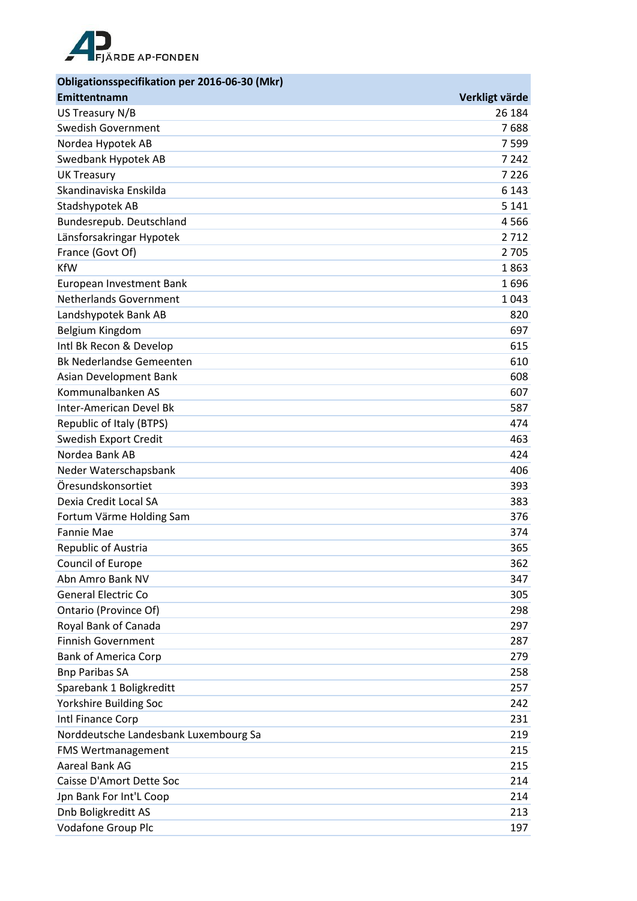FJÄRDE AP-FONDEN

| Obligationsspecifikation per 2016-06-30 (Mkr) | |
|---|---|
| **Emittentnamn** | **Verkligt värde** |
| US Treasury N/B | 26 184 |
| Swedish Government | 7 688 |
| Nordea Hypotek AB | 7 599 |
| Swedbank Hypotek AB | 7 242 |
| UK Treasury | 7 226 |
| Skandinaviska Enskilda | 6 143 |
| Stadshypotek AB | 5 141 |
| Bundesrepub. Deutschland | 4 566 |
| Länsforsakringar Hypotek | 2 712 |
| France (Govt Of) | 2 705 |
| KfW | 1 863 |
| European Investment Bank | 1 696 |
| Netherlands Government | 1 043 |
| Landshypotek Bank AB | 820 |
| Belgium Kingdom | 697 |
| Intl Bk Recon & Develop | 615 |
| Bk Nederlandse Gemeenten | 610 |
| Asian Development Bank | 608 |
| Kommunalbanken AS | 607 |
| Inter-American Devel Bk | 587 |
| Republic of Italy (BTPS) | 474 |
| Swedish Export Credit | 463 |
| Nordea Bank AB | 424 |
| Neder Waterschapsbank | 406 |
| Öresundskonsortiet | 393 |
| Dexia Credit Local SA | 383 |
| Fortum Värme Holding Sam | 376 |
| Fannie Mae | 374 |
| Republic of Austria | 365 |
| Council of Europe | 362 |
| Abn Amro Bank NV | 347 |
| General Electric Co | 305 |
| Ontario (Province Of) | 298 |
| Royal Bank of Canada | 297 |
| Finnish Government | 287 |
| Bank of America Corp | 279 |
| Bnp Paribas SA | 258 |
| Sparebank 1 Boligkreditt | 257 |
| Yorkshire Building Soc | 242 |
| Intl Finance Corp | 231 |
| Norddeutsche Landesbank Luxembourg Sa | 219 |
| FMS Wertmanagement | 215 |
| Aareal Bank AG | 215 |
| Caisse D'Amort Dette Soc | 214 |
| Jpn Bank For Int'L Coop | 214 |
| Dnb Boligkreditt AS | 213 |
| Vodafone Group Plc | 197 |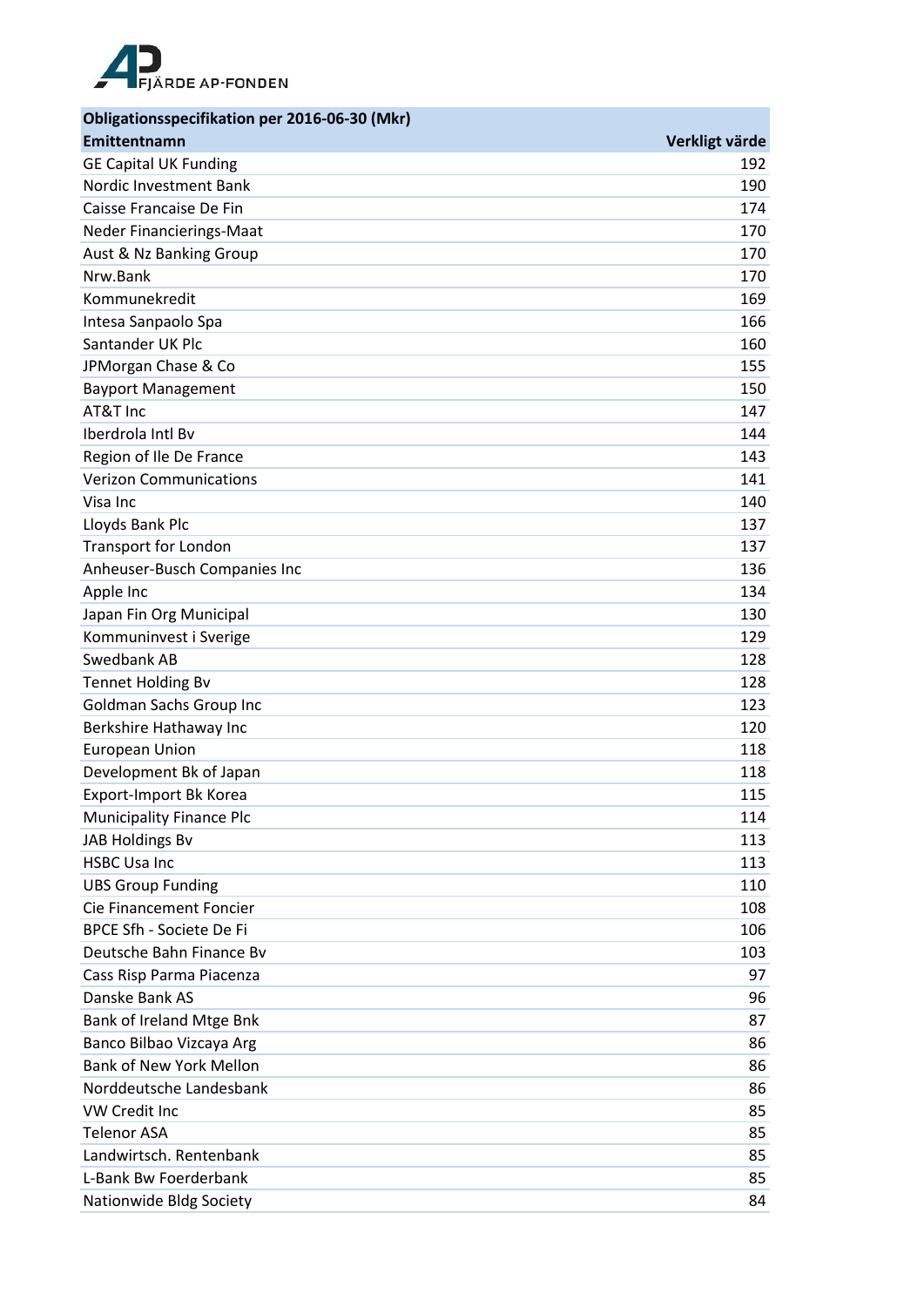| Obligationsspecifikation per 2016-06-30 (Mkr) | |
|---|---|
| **Emittentnamn** | **Verkligt värde** |
| GE Capital UK Funding | 192 |
| Nordic Investment Bank | 190 |
| Caisse Francaise De Fin | 174 |
| Neder Financierings-Maat | 170 |
| Aust & Nz Banking Group | 170 |
| Nrw.Bank | 170 |
| Kommunekredit | 169 |
| Intesa Sanpaolo Spa | 166 |
| Santander UK Plc | 160 |
| JPMorgan Chase & Co | 155 |
| Bayport Management | 150 |
| AT&T Inc | 147 |
| Iberdrola Intl Bv | 144 |
| Region of Ile De France | 143 |
| Verizon Communications | 141 |
| Visa Inc | 140 |
| Lloyds Bank Plc | 137 |
| Transport for London | 137 |
| Anheuser-Busch Companies Inc | 136 |
| Apple Inc | 134 |
| Japan Fin Org Municipal | 130 |
| Kommuninvest i Sverige | 129 |
| Swedbank AB | 128 |
| Tennet Holding Bv | 128 |
| Goldman Sachs Group Inc | 123 |
| Berkshire Hathaway Inc | 120 |
| European Union | 118 |
| Development Bk of Japan | 118 |
| Export-Import Bk Korea | 115 |
| Municipality Finance Plc | 114 |
| JAB Holdings Bv | 113 |
| HSBC Usa Inc | 113 |
| UBS Group Funding | 110 |
| Cie Financement Foncier | 108 |
| BPCE Sfh - Societe De Fi | 106 |
| Deutsche Bahn Finance Bv | 103 |
| Cass Risp Parma Piacenza | 97 |
| Danske Bank AS | 96 |
| Bank of Ireland Mtge Bnk | 87 |
| Banco Bilbao Vizcaya Arg | 86 |
| Bank of New York Mellon | 86 |
| Norddeutsche Landesbank | 86 |
| VW Credit Inc | 85 |
| Telenor ASA | 85 |
| Landwirtsch. Rentenbank | 85 |
| L-Bank Bw Foerderbank | 85 |
| Nationwide Bldg Society | 84 |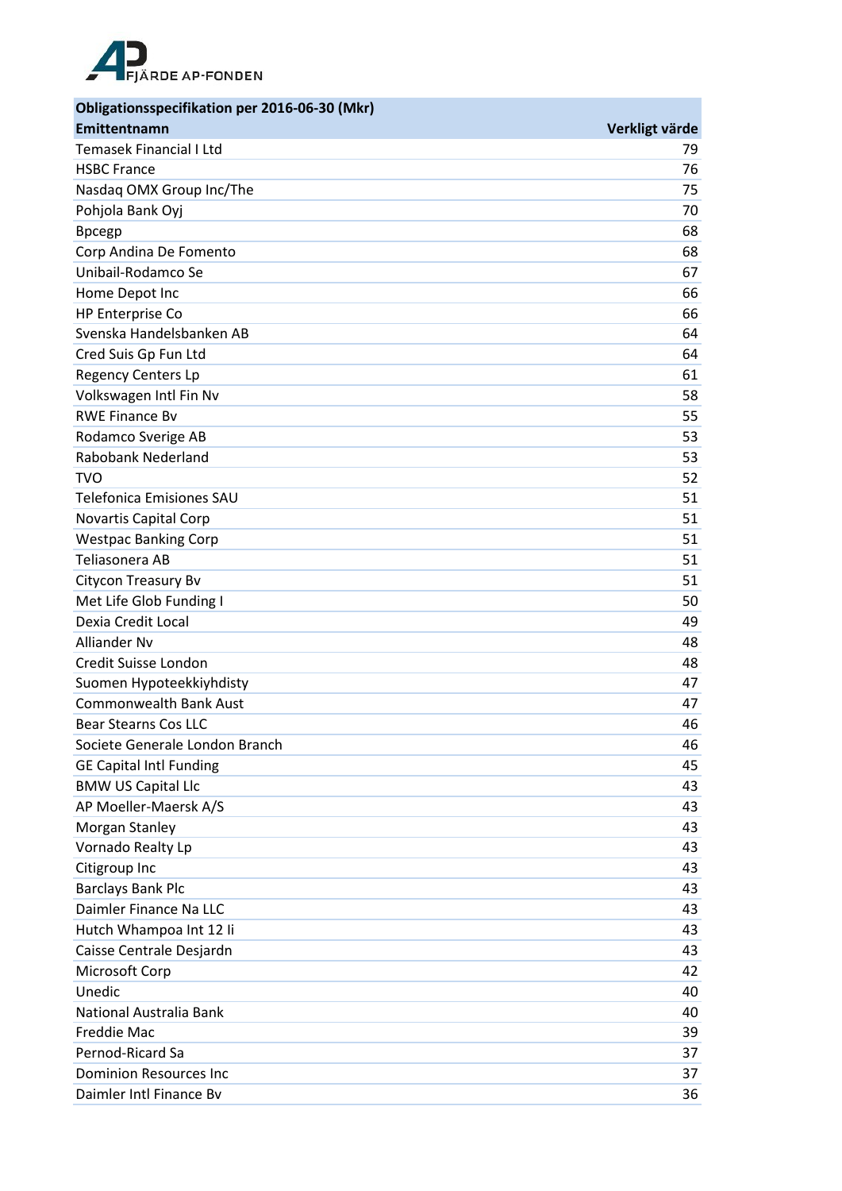| Obligationsspecifikation per 2016-06-30 (Mkr) | |
|---|---|
| **Emittentnamn** | **Verkligt värde** |
| Temasek Financial I Ltd | 79 |
| HSBC France | 76 |
| Nasdaq OMX Group Inc/The | 75 |
| Pohjola Bank Oyj | 70 |
| Bpcegp | 68 |
| Corp Andina De Fomento | 68 |
| Unibail-Rodamco Se | 67 |
| Home Depot Inc | 66 |
| HP Enterprise Co | 66 |
| Svenska Handelsbanken AB | 64 |
| Cred Suis Gp Fun Ltd | 64 |
| Regency Centers Lp | 61 |
| Volkswagen Intl Fin Nv | 58 |
| RWE Finance Bv | 55 |
| Rodamco Sverige AB | 53 |
| Rabobank Nederland | 53 |
| TVO | 52 |
| Telefonica Emisiones SAU | 51 |
| Novartis Capital Corp | 51 |
| Westpac Banking Corp | 51 |
| Teliasonera AB | 51 |
| Citycon Treasury Bv | 51 |
| Met Life Glob Funding I | 50 |
| Dexia Credit Local | 49 |
| Alliander Nv | 48 |
| Credit Suisse London | 48 |
| Suomen Hypoteekkiyhdisty | 47 |
| Commonwealth Bank Aust | 47 |
| Bear Stearns Cos LLC | 46 |
| Societe Generale London Branch | 46 |
| GE Capital Intl Funding | 45 |
| BMW US Capital Llc | 43 |
| AP Moeller-Maersk A/S | 43 |
| Morgan Stanley | 43 |
| Vornado Realty Lp | 43 |
| Citigroup Inc | 43 |
| Barclays Bank Plc | 43 |
| Daimler Finance Na LLC | 43 |
| Hutch Whampoa Int 12 Ii | 43 |
| Caisse Centrale Desjardn | 43 |
| Microsoft Corp | 42 |
| Unedic | 40 |
| National Australia Bank | 40 |
| Freddie Mac | 39 |
| Pernod-Ricard Sa | 37 |
| Dominion Resources Inc | 37 |
| Daimler Intl Finance Bv | 36 |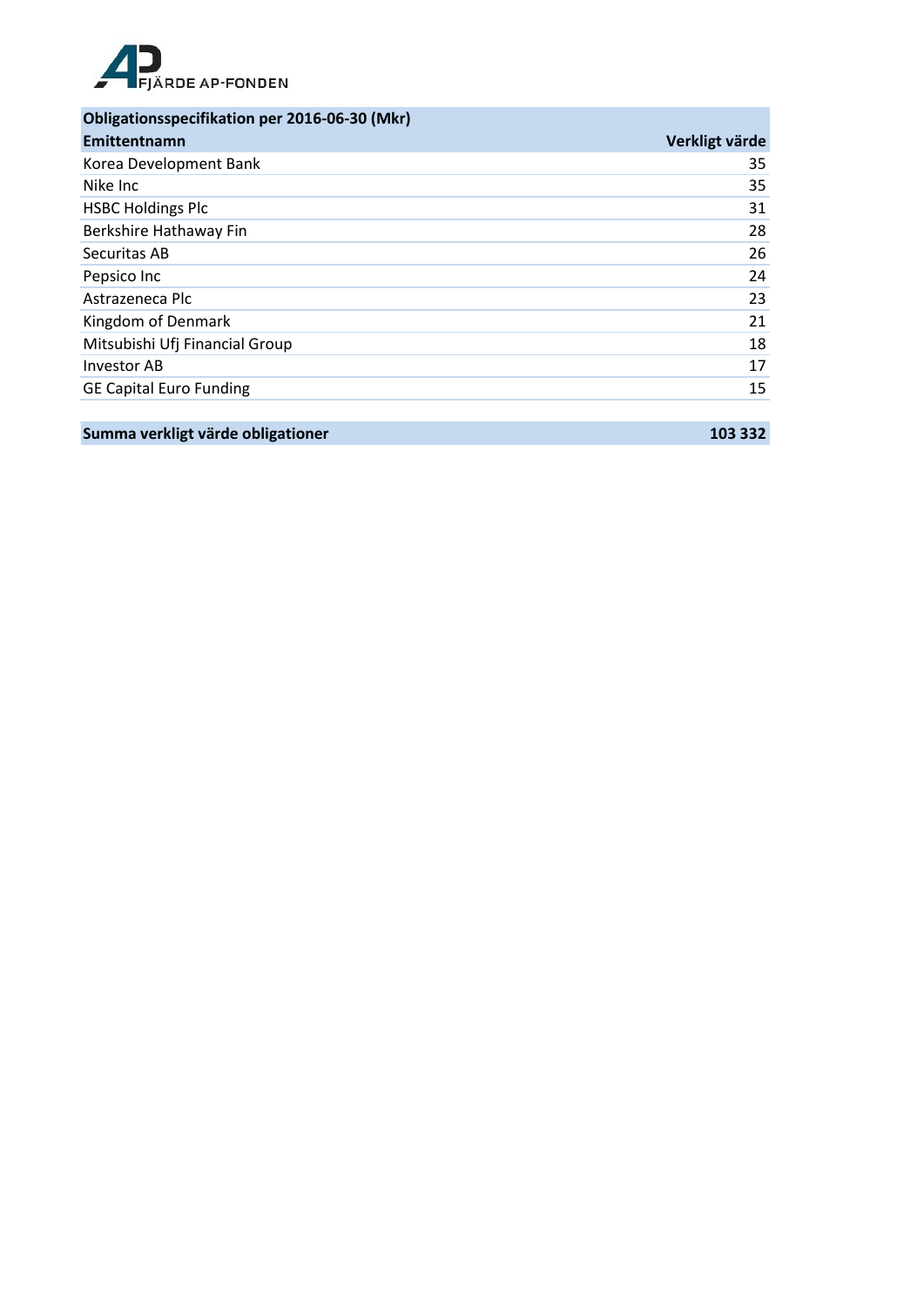FJÄRDE AP-FONDEN

| Obligationsspecifikation per 2016-06-30 (Mkr) | |
|---|---|
| **Emittentnamn** | **Verkligt värde** |
| Korea Development Bank | 35 |
| Nike Inc | 35 |
| HSBC Holdings Plc | 31 |
| Berkshire Hathaway Fin | 28 |
| Securitas AB | 26 |
| Pepsico Inc | 24 |
| Astrazeneca Plc | 23 |
| Kingdom of Denmark | 21 |
| Mitsubishi Ufj Financial Group | 18 |
| Investor AB | 17 |
| GE Capital Euro Funding | 15 |
| | |
| **Summa verkligt värde obligationer** | **103 332** |